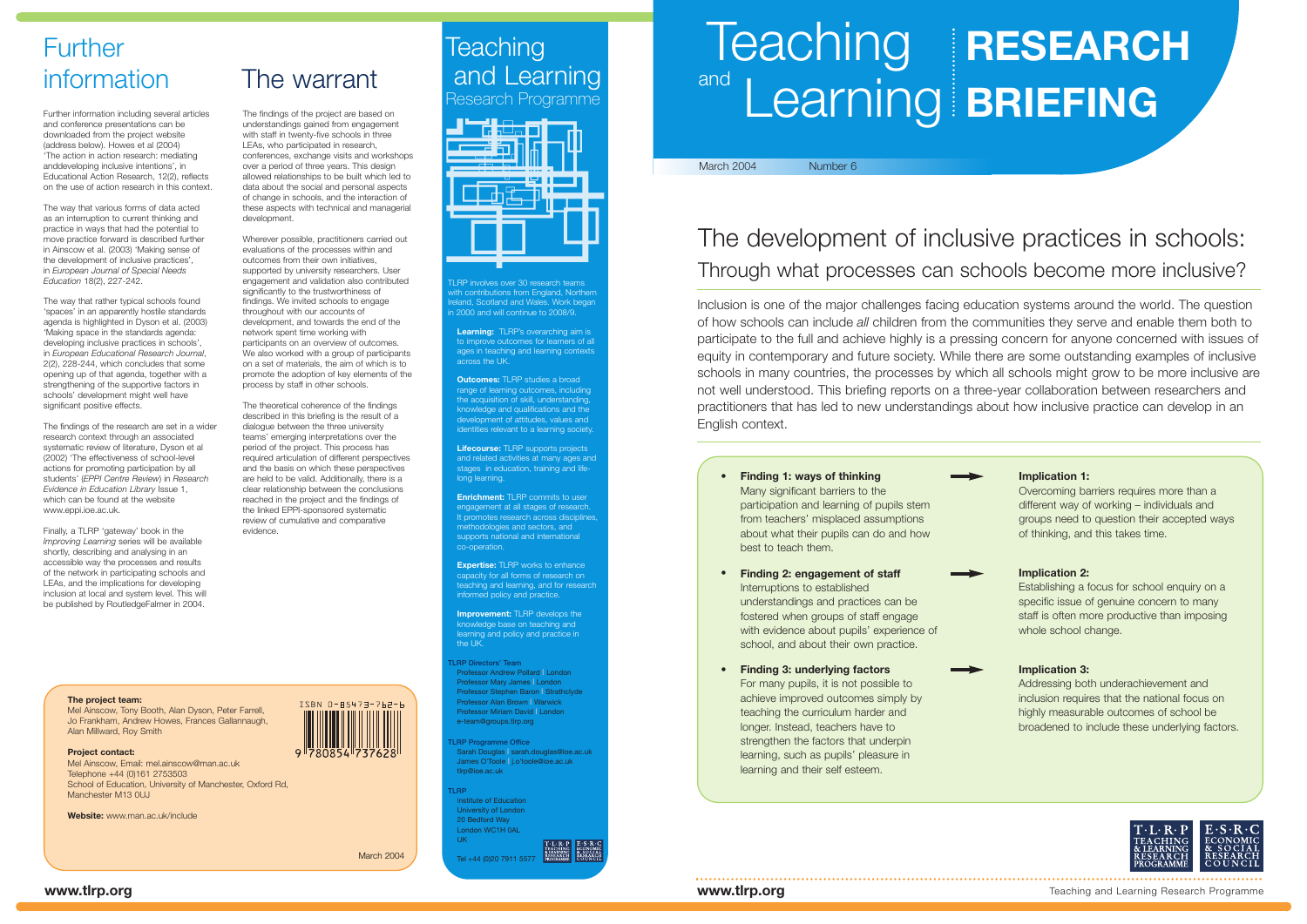# Teaching and Learning RESEARCH BRIEFING

March 2004 Number 6

## The development of inclusive practices in schools:

### Through what processes can schools become more inclusive?

Inclusion is one of the major challenges facing education systems around the world. The question of how schools can include *all* children from the communities they serve and enable them both to participate to the full and achieve highly is a pressing concern for anyone concerned with issues of equity in contemporary and future society. While there are some outstanding examples of inclusive schools in many countries, the processes by which all schools might grow to be more inclusive are not well understood. This briefing reports on a three-year collaboration between researchers and practitioners that has led to new understandings about how inclusive practice can develop in an English context.

- **Finding 1: ways of thinking**
  Many significant barriers to the participation and learning of pupils stem from teachers' misplaced assumptions about what their pupils can do and how best to teach them.

  → **Implication 1:**
  Overcoming barriers requires more than a different way of working – individuals and groups need to question their accepted ways of thinking, and this takes time.

- **Finding 2: engagement of staff**
  Interruptions to established understandings and practices can be fostered when groups of staff engage with evidence about pupils' experience of school, and about their own practice.

  → **Implication 2:**
  Establishing a focus for school enquiry on a specific issue of genuine concern to many staff is often more productive than imposing whole school change.

- **Finding 3: underlying factors**
  For many pupils, it is not possible to achieve improved outcomes simply by teaching the curriculum harder and longer. Instead, teachers have to strengthen the factors that underpin learning, such as pupils' pleasure in learning and their self esteem.

  → **Implication 3:**
  Addressing both underachievement and inclusion requires that the national focus on highly measurable outcomes of school be broadened to include these underlying factors.

www.tlrp.org

Teaching and Learning Research Programme

## Further information

Further information including several articles and conference presentations can be downloaded from the project website (address below). Howes et al (2004) 'The action in action research: mediating anddeveloping inclusive intentions', in Educational Action Research, 12(2), reflects on the use of action research in this context.

The way that various forms of data acted as an interruption to current thinking and practice in ways that had the potential to move practice forward is described further in Ainscow et al. (2003) 'Making sense of the development of inclusive practices', in *European Journal of Special Needs Education* 18(2), 227-242.

The way that rather typical schools found 'spaces' in an apparently hostile standards agenda is highlighted in Dyson et al. (2003) 'Making space in the standards agenda: developing inclusive practices in schools', in *European Educational Research Journal*, 2(2), 228-244, which concludes that some opening up of that agenda, together with a strengthening of the supportive factors in schools' development might well have significant positive effects.

The findings of the research are set in a wider research context through an associated systematic review of literature, Dyson et al (2002) 'The effectiveness of school-level actions for promoting participation by all students' (*EPPI Centre Review*) in *Research Evidence in Education Library* Issue 1, which can be found at the website www.eppi.ioe.ac.uk.

Finally, a TLRP 'gateway' book in the *Improving Learning* series will be available shortly, describing and analysing in an accessible way the processes and results of the network in participating schools and LEAs, and the implications for developing inclusion at local and system level. This will be published by RoutledgeFalmer in 2004.

## The warrant

The findings of the project are based on understandings gained from engagement with staff in twenty-five schools in three LEAs, who participated in research, conferences, exchange visits and workshops over a period of three years. This design allowed relationships to be built which led to data about the social and personal aspects of change in schools, and the interaction of these aspects with technical and managerial development.

Wherever possible, practitioners carried out evaluations of the processes within and outcomes from their own initiatives, supported by university researchers. User engagement and validation also contributed significantly to the trustworthiness of findings. We invited schools to engage throughout with our accounts of development, and towards the end of the network spent time working with participants on an overview of outcomes. We also worked with a group of participants on a set of materials, the aim of which is to promote the adoption of key elements of the process by staff in other schools.

The theoretical coherence of the findings described in this briefing is the result of a dialogue between the three university teams' emerging interpretations over the period of the project. This process has required articulation of different perspectives and the basis on which these perspectives are held to be valid. Additionally, there is a clear relationship between the conclusions reached in the project and the findings of the linked EPPI-sponsored systematic review of cumulative and comparative evidence.

**The project team:**
Mel Ainscow, Tony Booth, Alan Dyson, Peter Farrell, Jo Frankham, Andrew Howes, Frances Gallannaugh, Alan Millward, Roy Smith

**Project contact:**
Mel Ainscow, Email: mel.ainscow@man.ac.uk
Telephone +44 (0)161 2753503
School of Education, University of Manchester, Oxford Rd, Manchester M13 0UJ

**Website:** www.man.ac.uk/include

ISBN 0-85473-762-6

March 2004

## Teaching and Learning Research Programme

TLRP involves over 30 research teams with contributions from England, Northern Ireland, Scotland and Wales. Work began in 2000 and will continue to 2008/9.

**Learning:** TLRP's overarching aim is to improve outcomes for learners of all ages in teaching and learning contexts across the UK.

**Outcomes:** TLRP studies a broad range of learning outcomes, including the acquisition of skill, understanding, knowledge and qualifications and the development of attitudes, values and identities relevant to a learning society.

**Lifecourse:** TLRP supports projects and related activities at many ages and stages in education, training and life-long learning.

**Enrichment:** TLRP commits to user engagement at all stages of research. It promotes research across disciplines, methodologies and sectors, and supports national and international co-operation.

**Expertise:** TLRP works to enhance capacity for all forms of research on teaching and learning, and for research informed policy and practice.

**Improvement:** TLRP develops the knowledge base on teaching and learning and policy and practice in the UK.

TLRP Directors' Team
Professor Andrew Pollard | London
Professor Mary James | London
Professor Stephen Baron | Strathclyde
Professor Alan Brown | Warwick
Professor Miriam David | London
e-team@groups.tlrp.org

TLRP Programme Office
Sarah Douglas | sarah.douglas@ioe.ac.uk
James O'Toole | j.o'toole@ioe.ac.uk
tlrp@ioe.ac.uk

TLRP
Institute of Education
University of London
20 Bedford Way
London WC1H 0AL
UK

Tel +44 (0)20 7911 5577

www.tlrp.org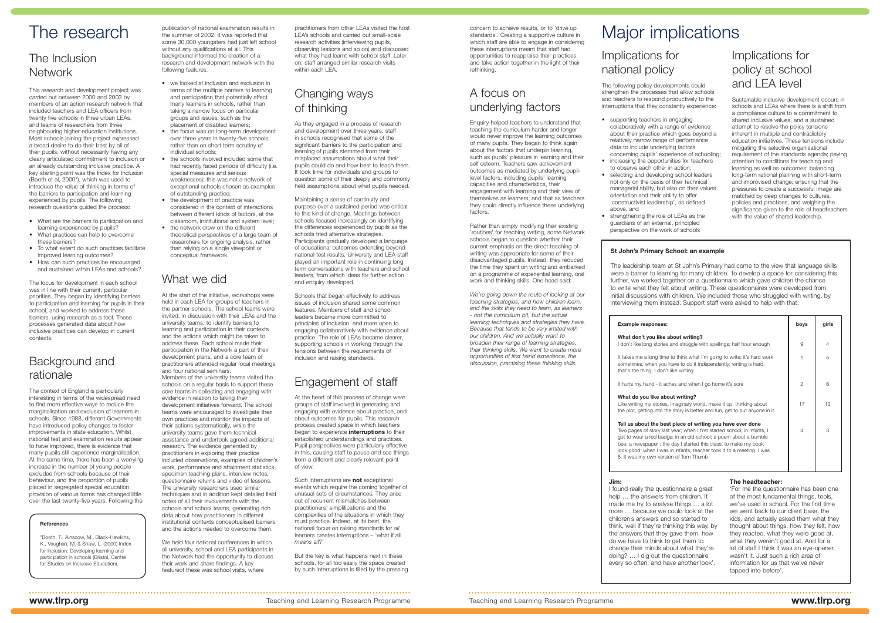# The research

## The Inclusion Network

This research and development project was carried out between 2000 and 2003 by members of an action research network that included teachers and LEA officers from twenty five schools in three urban LEAs, and teams of researchers from three neighbouring higher education institutions. Most schools joining the project expressed a broad desire to do their best by all of their pupils, without necessarily having any clearly articulated commitment to inclusion or an already outstanding inclusive practice. A key starting point was the Index for Inclusion (Booth et al, 2000*), which was used to introduce the value of thinking in terms of the barriers to participation and learning experienced by pupils. The following research questions guided the process:

- What are the barriers to participation and learning experienced by pupils?
- What practices can help to overcome these barriers?
- To what extent do such practices facilitate improved learning outcomes?
- How can such practices be encouraged and sustained within LEAs and schools?

The focus for development in each school was in line with their current, particular priorities. They began by identifying barriers to participation and learning for pupils in their school, and worked to address these barriers, using research as a tool. These processes generated data about how inclusive practices can develop in current contexts.

## Background and rationale

The context of England is particularly interesting in terms of the widespread need to find more effective ways to reduce the marginalisation and exclusion of learners in schools. Since 1988, different Governments have introduced policy changes to foster improvements in state education. Whilst national test and examination results appear to have improved, there is evidence that many pupils still experience marginalisation. At the same time, there has been a worrying increase in the number of young people excluded from schools because of their behaviour, and the proportion of pupils placed in segregated special education provision of various forms has changed little over the last twenty-five years. Following the publication of national examination results in the summer of 2002, it was reported that some 30,000 youngsters had just left school without any qualifications at all. This background informed the creation of a research and development network with the following features:

- we looked at inclusion and exclusion in terms of the multiple barriers to learning and participation that potentially affect many learners in schools, rather than taking a narrow focus on particular groups and issues, such as the placement of disabled learners;
- the focus was on long-term development over three years in twenty-five schools, rather than on short term scrutiny of individual schools;
- the schools involved included some that had recently faced periods of difficulty (i.e. special measures and serious weaknesses); this was not a network of exceptional schools chosen as examples of outstanding practice;
- the development of practice was considered in the context of interactions between different kinds of factors, at the classroom, institutional and system level;
- the network drew on the different theoretical perspectives of a large team of researchers for ongoing analysis, rather than relying on a single viewpoint or conceptual framework.

#### References

*Booth, T., Ainscow, M., Black-Hawkins, K., Vaughan, M. & Shaw, L. (2000) Index for Inclusion: Developing learning and participation in schools (Bristol, Centre for Studies on Inclusive Education).

## What we did

At the start of the initiative, workshops were held in each LEA for groups of teachers in the partner schools. The school teams were invited, in discussion with their LEAs and the university teams, to identify barriers to learning and participation in their contexts and the actions which might be taken to address these. Each school made their participation in the Network a part of their development plans, and a core team of practitioners attended regular local meetings and four national seminars.

Members of the university teams visited the schools on a regular basis to support these core teams in collecting and engaging with evidence in relation to taking their development initiatives forward. The school teams were encouraged to investigate their own practices and monitor the impacts of their actions systematically, while the university teams gave them technical assistance and undertook agreed additional research. The evidence generated by practitioners in exploring their practice included observations, examples of children's work, performance and attainment statistics, specimen teaching plans, interview notes, questionnaire returns and video of lessons. The university researchers used similar techniques and in addition kept detailed field notes of all their involvements with the schools and school teams, generating rich data about how practitioners in different institutional contexts conceptualised barriers and the actions needed to overcome them.

We held four national conferences in which all university, school and LEA participants in the Network had the opportunity to discuss their work and share findings. A key featureof these was school visits, where practitioners from other LEAs visited the host LEA's schools and carried out small-scale research activities (interviewing pupils, observing lessons and so on) and discussed what they had learnt with school staff. Later on, staff arranged similar research visits within each LEA.

## Changing ways of thinking

As they engaged in a process of research and development over three years, staff in schools recognised that some of the significant barriers to the participation and learning of pupils stemmed from their misplaced assumptions about what their pupils could do and how best to teach them. It took time for individuals and groups to question some of their deeply and commonly held assumptions about what pupils needed.

Maintaining a sense of continuity and purpose over a sustained period was critical to this kind of change. Meetings between schools focused increasingly on identifying the differences experienced by pupils as the schools tried alternative strategies. Participants gradually developed a language of educational outcomes extending beyond national test results. University and LEA staff played an important role in continuing long term conversations with teachers and school leaders, from which ideas for further action and enquiry developed.

Schools that began effectively to address issues of inclusion shared some common features. Members of staff and school leaders became more committed to principles of inclusion, and more open to engaging collaboratively with evidence about practice. The role of LEAs became clearer, supporting schools in working through the tensions between the requirements of inclusion and raising standards.

## Engagement of staff

At the heart of this process of change were groups of staff involved in generating and engaging with evidence about practice, and about outcomes for pupils. This research process created space in which teachers began to experience **interruptions** to their established understandings and practices. Pupil perspectives were particularly effective in this, causing staff to pause and see things from a different and clearly relevant point of view.

Such interruptions are **not** exceptional events which require the coming together of unusual sets of circumstances. They arise out of recurrent mismatches between practitioners' simplifications and the complexities of the situations in which they must practice. Indeed, at its best, the national focus on raising standards for *all* learners creates interruptions – 'what if all *means* all?'

But the key is what happens next in these schools, for all too easily the space created by such interruptions is filled by the pressing concern to achieve results, or to 'drive up standards'. Creating a supportive culture in which staff are able to engage in considering these interruptions meant that staff had opportunities to reappraise their practices and take action together in the light of their rethinking.

## A focus on underlying factors

Enquiry helped teachers to understand that teaching the curriculum harder and longer would never improve the learning outcomes of many pupils. They began to think again about the factors that underpin learning, such as pupils' pleasure in learning and their self esteem. Teachers saw achievement outcomes as mediated by underlying pupil-level factors, including pupils' learning capacities and characteristics, their engagement with learning and their view of themselves as learners, and that as teachers they could directly influence these underlying factors.

Rather than simply modifying their existing 'routines' for teaching writing, some Network schools began to question whether their current emphasis on the direct teaching of writing was appropriate for some of their disadvantaged pupils. Instead, they reduced the time they spent on writing and embarked on a programme of experiential learning, oral work and thinking skills. One head said:

*We're going down the route of looking at our teaching strategies, and how children learn, and the skills they need to learn, as learners - not the curriculum bit, but the actual learning techniques and strategies they have. Because that tends to be very limited with our children. And we actually want to broaden their range of learning strategies, their thinking skills. We want to create more opportunities of first hand experience, the discussion, practising these thinking skills.*

# Major implications

## Implications for national policy

The following policy developments could strengthen the processes that allow schools and teachers to respond productively to the interruptions that they constantly experience:

- supporting teachers in engaging collaboratively with a range of evidence about their practice which goes beyond a relatively narrow range of performance data to include underlying factors concerning pupils' experience of schooling;
- increasing the opportunities for teachers to observe each other in action;
- selecting and developing school leaders not only on the basis of their technical managerial ability, but also on their values orientation and their ability to offer 'constructivist leadership', as defined above, and
- strengthening the role of LEAs as the guardians of an external, principled perspective on the work of schools

## Implications for policy at school and LEA level

Sustainable inclusive development occurs in schools and LEAs where there is a shift from a compliance culture to a commitment to shared inclusive values, and a sustained attempt to resolve the policy tensions inherent in multiple and contradictory education initiatives. These tensions include mitigating the selective organisational requirement of the standards agenda; paying attention to conditions for teaching and learning as well as outcomes; balancing long-term rational planning with short-term and improvised change; ensuring that the pressures to create a successful image are matched by deep changes to cultures, policies and practices, and weighing the significance given to the role of headteachers with the value of shared leadership.

### St John's Primary School: an example

The leadership team at St John's Primary had come to the view that language skills were a barrier to learning for many children. To develop a space for considering this further, we worked together on a questionnaire which gave children the chance to write what they felt about writing. These questionnaires were developed from initial discussions with children. We included those who struggled with writing, by interviewing them instead. Support staff were asked to help with that.

| Example responses: | boys | girls |
|---|---|---|
| **What don't you like about writing?** I don't like long stories and struggle with spellings; half hour enough | 9 | 4 |
| It takes me a long time to think what I'm going to write; it's hard work sometimes; when you have to do it independently; writing is hard, that's the thing; I don't like writing | 1 | 5 |
| It hurts my hand - it aches and when I go home it's sore | 2 | 6 |
| **What do you like about writing?** Like writing my stories, imaginary world, make it up, thinking about the plot, getting into the story is better and fun, get to put anyone in it | 17 | 12 |
| **Tell us about the best piece of writing you have ever done** Two pages of story last year; when I first started school; in infants, I got to wear a red badge; in an old school; a poem about a bumble bee; a newspaper ; the day I started this class, to make my book look good; when I was in infants, teacher took it to a meeting. I was 6. It was my own version of Tom Thumb | 4 | 3 |

**Jim:**
I found really the questionnaire a great help … the answers from children. It made me try to analyse things … a lot more … because we could look at the children's answers and so started to think, well if they're thinking this way, by the answers that they gave them, how do we have to think to get them to change their minds about what they're doing? … I dig out the questionnaire every so often, and have another look'.

**The headteacher:**
'For me the questionnaire has been one of the most fundamental things, tools, we've used in school. For the first time we went back to our client base, the kids, and actually asked them what they thought about things, how they felt, how they reacted, what they were good at, what they weren't good at. And for a lot of staff I think it was an eye-opener, wasn't it. Just such a rich area of information for us that we've never tapped into before'.